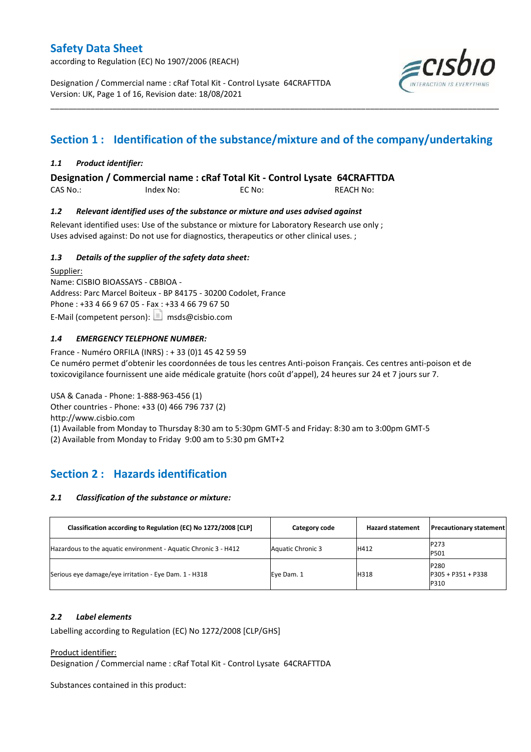# Safety Data Sheet

according to Regulation (EC) No 1907/2006 (REACH)

Designation / Commercial name : cRaf Total Kit - Control Lysate 64CRAFTTDA
Version: UK, Page 1 of 16, Revision date: 18/08/2021

## Section 1 : Identification of the substance/mixture and of the company/undertaking

### *1.1 Product identifier:*

**Designation / Commercial name : cRaf Total Kit - Control Lysate 64CRAFTTDA**

CAS No.: Index No: EC No: REACH No:

### *1.2 Relevant identified uses of the substance or mixture and uses advised against*

Relevant identified uses: Use of the substance or mixture for Laboratory Research use only ;
Uses advised against: Do not use for diagnostics, therapeutics or other clinical uses. ;

### *1.3 Details of the supplier of the safety data sheet:*

Supplier:
Name: CISBIO BIOASSAYS - CBBIOA -
Address: Parc Marcel Boiteux - BP 84175 - 30200 Codolet, France
Phone : +33 4 66 9 67 05 - Fax : +33 4 66 79 67 50
E-Mail (competent person): msds@cisbio.com

### *1.4 EMERGENCY TELEPHONE NUMBER:*

France - Numéro ORFILA (INRS) : + 33 (0)1 45 42 59 59
Ce numéro permet d'obtenir les coordonnées de tous les centres Anti-poison Français. Ces centres anti-poison et de toxicovigilance fournissent une aide médicale gratuite (hors coût d'appel), 24 heures sur 24 et 7 jours sur 7.

USA & Canada - Phone: 1-888-963-456 (1)
Other countries - Phone: +33 (0) 466 796 737 (2)
http://www.cisbio.com
(1) Available from Monday to Thursday 8:30 am to 5:30pm GMT-5 and Friday: 8:30 am to 3:00pm GMT-5
(2) Available from Monday to Friday 9:00 am to 5:30 pm GMT+2

## Section 2 : Hazards identification

### *2.1 Classification of the substance or mixture:*

| Classification according to Regulation (EC) No 1272/2008 [CLP] | Category code | Hazard statement | Precautionary statement |
|---|---|---|---|
| Hazardous to the aquatic environment - Aquatic Chronic 3 - H412 | Aquatic Chronic 3 | H412 | P273<br>P501 |
| Serious eye damage/eye irritation - Eye Dam. 1 - H318 | Eye Dam. 1 | H318 | P280<br>P305 + P351 + P338<br>P310 |

### *2.2 Label elements*

Labelling according to Regulation (EC) No 1272/2008 [CLP/GHS]

Product identifier:
Designation / Commercial name : cRaf Total Kit - Control Lysate 64CRAFTTDA

Substances contained in this product: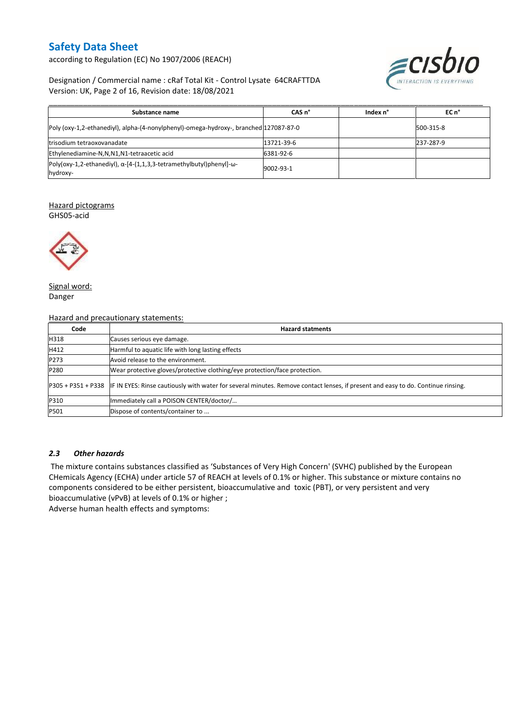| Substance name | CAS n° | Index n° | EC n° |
| --- | --- | --- | --- |
| Poly (oxy-1,2-ethanediyl), alpha-(4-nonylphenyl)-omega-hydroxy-, branched | 127087-87-0 | | 500-315-8 |
| trisodium tetraoxovanadate | 13721-39-6 | | 237-287-9 |
| Ethylenediamine-N,N,N1,N1-tetraacetic acid | 6381-92-6 | | |
| Poly(oxy-1,2-ethanediyl), α-[4-(1,1,3,3-tetramethylbutyl)phenyl]-ω-hydroxy- | 9002-93-1 | | |

Hazard pictograms

GHS05-acid

Signal word:

Danger

Hazard and precautionary statements:

| Code | Hazard statments |
| --- | --- |
| H318 | Causes serious eye damage. |
| H412 | Harmful to aquatic life with long lasting effects |
| P273 | Avoid release to the environment. |
| P280 | Wear protective gloves/protective clothing/eye protection/face protection. |
| P305 + P351 + P338 | IF IN EYES: Rinse cautiously with water for several minutes. Remove contact lenses, if present and easy to do. Continue rinsing. |
| P310 | Immediately call a POISON CENTER/doctor/… |
| P501 | Dispose of contents/container to ... |

### *2.3 Other hazards*

The mixture contains substances classified as 'Substances of Very High Concern' (SVHC) published by the European CHemicals Agency (ECHA) under article 57 of REACH at levels of 0.1% or higher. This substance or mixture contains no components considered to be either persistent, bioaccumulative and toxic (PBT), or very persistent and very bioaccumulative (vPvB) at levels of 0.1% or higher ;

Adverse human health effects and symptoms: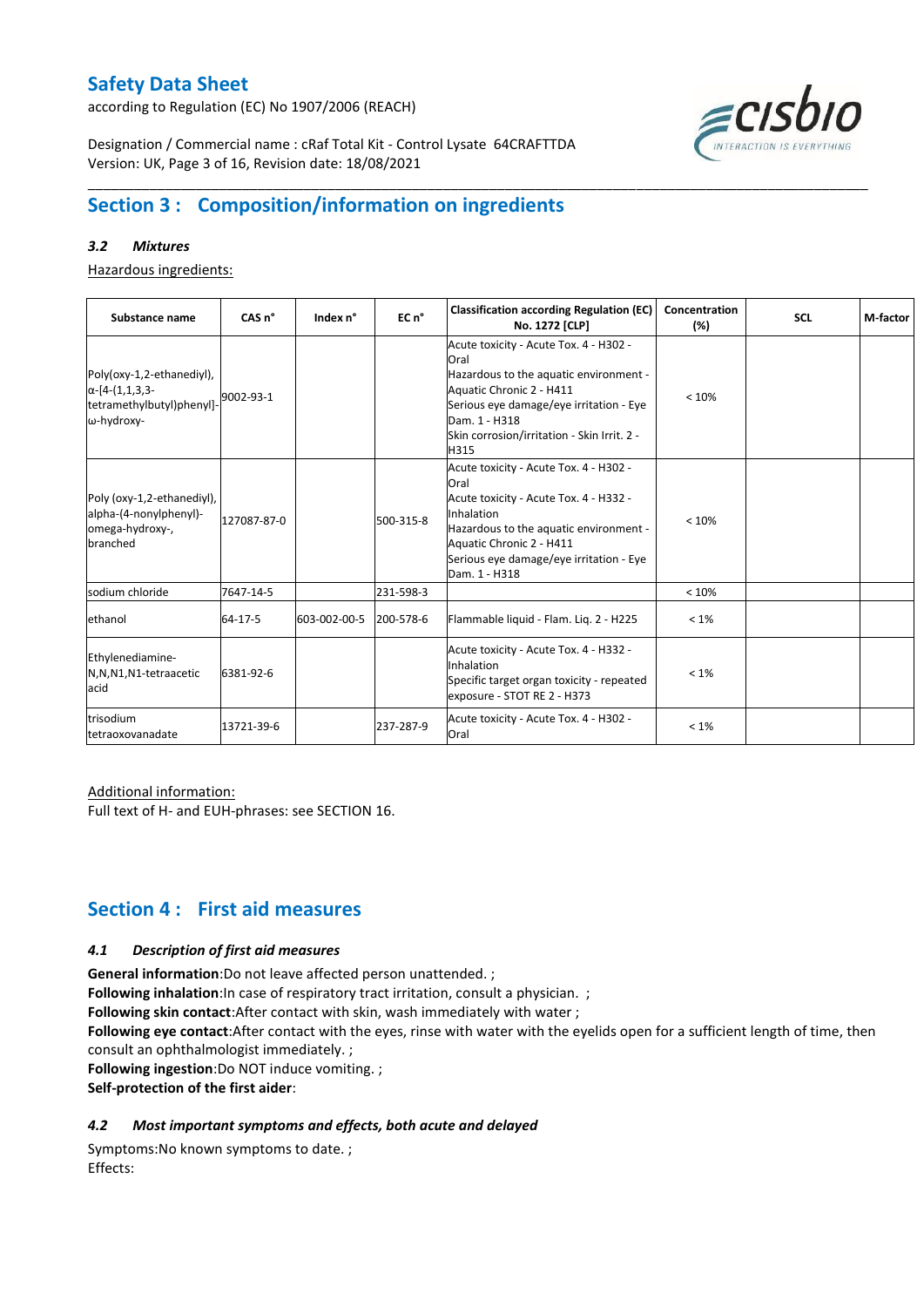# Safety Data Sheet

according to Regulation (EC) No 1907/2006 (REACH)

Designation / Commercial name : cRaf Total Kit - Control Lysate 64CRAFTTDA
Version: UK, Page 3 of 16, Revision date: 18/08/2021

## Section 3 : Composition/information on ingredients

### *3.2 Mixtures*

Hazardous ingredients:

| Substance name | CAS n° | Index n° | EC n° | Classification according Regulation (EC) No. 1272 [CLP] | Concentration (%) | SCL | M-factor |
|---|---|---|---|---|---|---|---|
| Poly(oxy-1,2-ethanediyl), α-[4-(1,1,3,3-tetramethylbutyl)phenyl]-ω-hydroxy- | 9002-93-1 | | | Acute toxicity - Acute Tox. 4 - H302 - Oral<br>Hazardous to the aquatic environment - Aquatic Chronic 2 - H411<br>Serious eye damage/eye irritation - Eye Dam. 1 - H318<br>Skin corrosion/irritation - Skin Irrit. 2 - H315 | < 10% | | |
| Poly (oxy-1,2-ethanediyl), alpha-(4-nonylphenyl)-omega-hydroxy-, branched | 127087-87-0 | | 500-315-8 | Acute toxicity - Acute Tox. 4 - H302 - Oral<br>Acute toxicity - Acute Tox. 4 - H332 - Inhalation<br>Hazardous to the aquatic environment - Aquatic Chronic 2 - H411<br>Serious eye damage/eye irritation - Eye Dam. 1 - H318 | < 10% | | |
| sodium chloride | 7647-14-5 | | 231-598-3 | | < 10% | | |
| ethanol | 64-17-5 | 603-002-00-5 | 200-578-6 | Flammable liquid - Flam. Liq. 2 - H225 | < 1% | | |
| Ethylenediamine-N,N,N1,N1-tetraacetic acid | 6381-92-6 | | | Acute toxicity - Acute Tox. 4 - H332 - Inhalation<br>Specific target organ toxicity - repeated exposure - STOT RE 2 - H373 | < 1% | | |
| trisodium tetraoxovanadate | 13721-39-6 | | 237-287-9 | Acute toxicity - Acute Tox. 4 - H302 - Oral | < 1% | | |

Additional information:
Full text of H- and EUH-phrases: see SECTION 16.

## Section 4 : First aid measures

### *4.1 Description of first aid measures*

**General information**:Do not leave affected person unattended. ;
**Following inhalation**:In case of respiratory tract irritation, consult a physician. ;
**Following skin contact**:After contact with skin, wash immediately with water ;
**Following eye contact**:After contact with the eyes, rinse with water with the eyelids open for a sufficient length of time, then consult an ophthalmologist immediately. ;
**Following ingestion**:Do NOT induce vomiting. ;
**Self-protection of the first aider**:

### *4.2 Most important symptoms and effects, both acute and delayed*

Symptoms:No known symptoms to date. ;
Effects: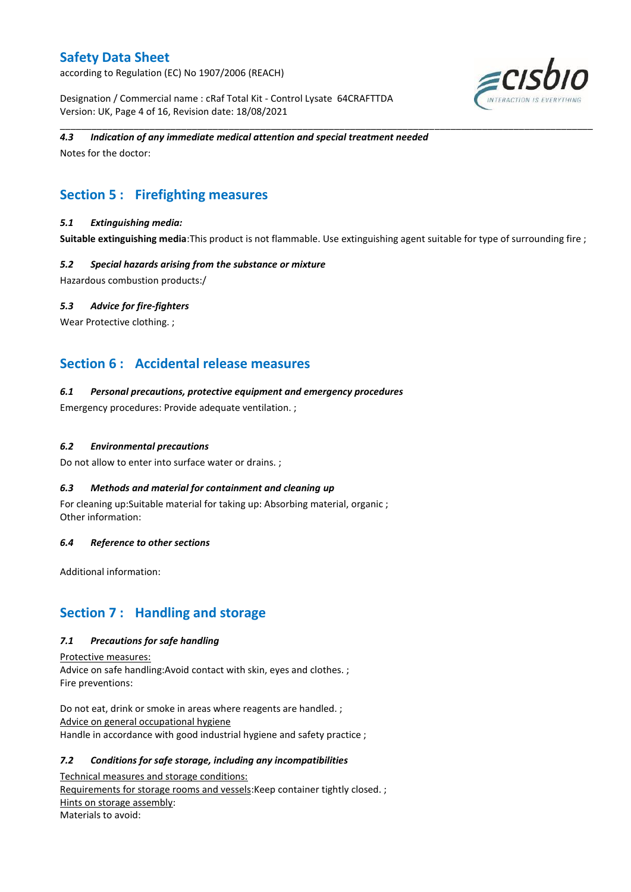#### 4.3 Indication of any immediate medical attention and special treatment needed

Notes for the doctor:

## Section 5 : Firefighting measures

#### 5.1 Extinguishing media:

**Suitable extinguishing media**:This product is not flammable. Use extinguishing agent suitable for type of surrounding fire ;

#### 5.2 Special hazards arising from the substance or mixture

Hazardous combustion products:/

#### 5.3 Advice for fire-fighters

Wear Protective clothing. ;

## Section 6 : Accidental release measures

#### 6.1 Personal precautions, protective equipment and emergency procedures

Emergency procedures: Provide adequate ventilation. ;

#### 6.2 Environmental precautions

Do not allow to enter into surface water or drains. ;

#### 6.3 Methods and material for containment and cleaning up

For cleaning up:Suitable material for taking up: Absorbing material, organic ;
Other information:

#### 6.4 Reference to other sections

Additional information:

## Section 7 : Handling and storage

#### 7.1 Precautions for safe handling

Protective measures:
Advice on safe handling:Avoid contact with skin, eyes and clothes. ;
Fire preventions:

Do not eat, drink or smoke in areas where reagents are handled. ;
Advice on general occupational hygiene
Handle in accordance with good industrial hygiene and safety practice ;

#### 7.2 Conditions for safe storage, including any incompatibilities

Technical measures and storage conditions:
Requirements for storage rooms and vessels:Keep container tightly closed. ;
Hints on storage assembly:
Materials to avoid: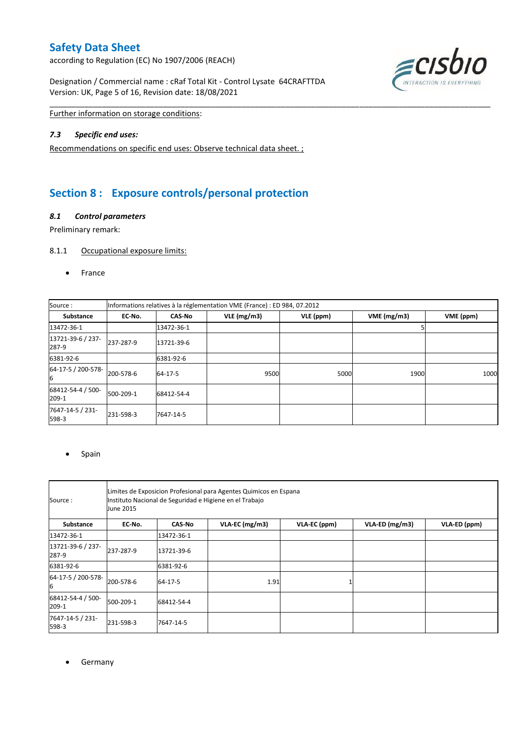Further information on storage conditions:

### *7.3 Specific end uses:*

Recommendations on specific end uses: Observe technical data sheet. ;

## Section 8 : Exposure controls/personal protection

### *8.1 Control parameters*

Preliminary remark:

8.1.1 Occupational exposure limits:

- France

| Source : | Informations relatives à la réglementation VME (France) : ED 984, 07.2012 | | | | | |
|---|---|---|---|---|---|---|
| **Substance** | **EC-No.** | **CAS-No** | **VLE (mg/m3)** | **VLE (ppm)** | **VME (mg/m3)** | **VME (ppm)** |
| 13472-36-1 | | 13472-36-1 | | | 5 | |
| 13721-39-6 / 237-287-9 | 237-287-9 | 13721-39-6 | | | | |
| 6381-92-6 | | 6381-92-6 | | | | |
| 64-17-5 / 200-578-6 | 200-578-6 | 64-17-5 | 9500 | 5000 | 1900 | 1000 |
| 68412-54-4 / 500-209-1 | 500-209-1 | 68412-54-4 | | | | |
| 7647-14-5 / 231-598-3 | 231-598-3 | 7647-14-5 | | | | |

- Spain

| Source : | Limites de Exposicion Profesional para Agentes Quimicos en Espana<br>Instituto Nacional de Seguridad e Higiene en el Trabajo<br>June 2015 | | | | | |
|---|---|---|---|---|---|---|
| **Substance** | **EC-No.** | **CAS-No** | **VLA-EC (mg/m3)** | **VLA-EC (ppm)** | **VLA-ED (mg/m3)** | **VLA-ED (ppm)** |
| 13472-36-1 | | 13472-36-1 | | | | |
| 13721-39-6 / 237-287-9 | 237-287-9 | 13721-39-6 | | | | |
| 6381-92-6 | | 6381-92-6 | | | | |
| 64-17-5 / 200-578-6 | 200-578-6 | 64-17-5 | 1.91 | 1 | | |
| 68412-54-4 / 500-209-1 | 500-209-1 | 68412-54-4 | | | | |
| 7647-14-5 / 231-598-3 | 231-598-3 | 7647-14-5 | | | | |

- Germany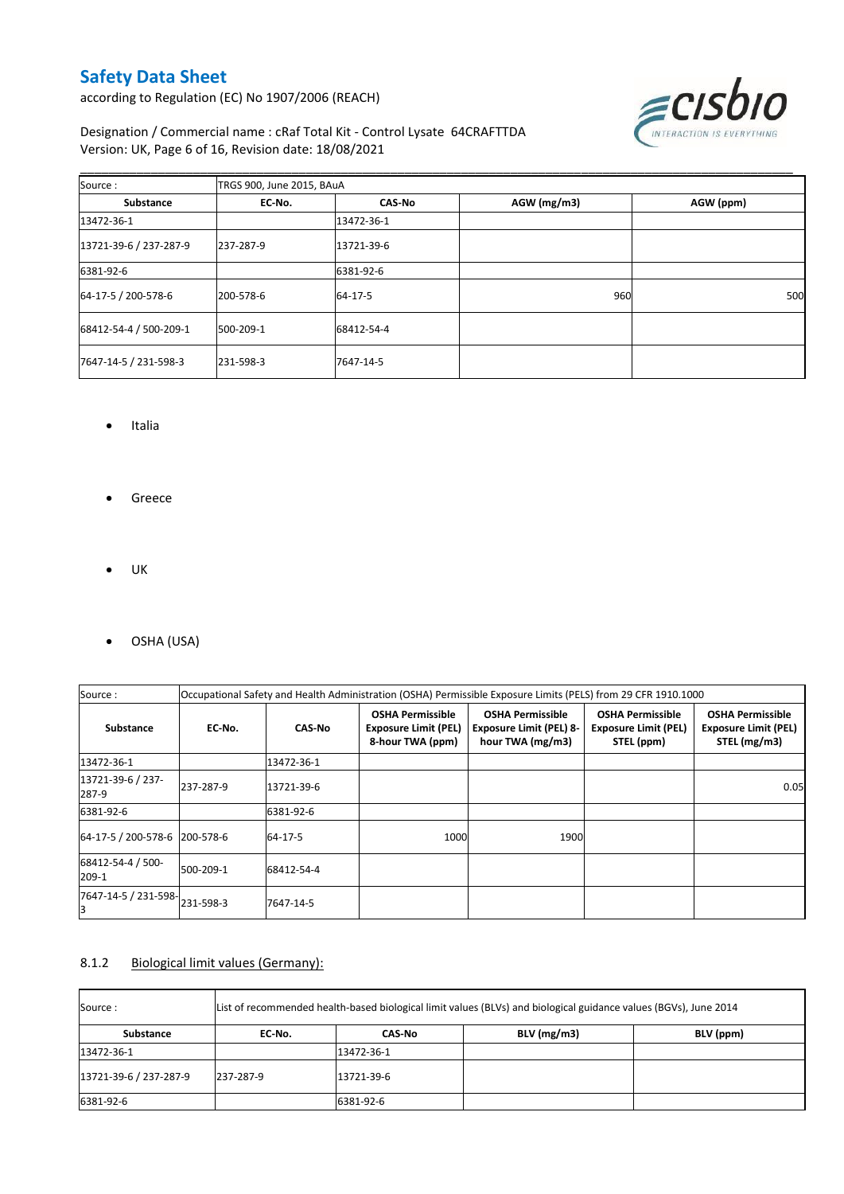| Source : | TRGS 900, June 2015, BAuA | | | |
|---|---|---|---|---|
| **Substance** | **EC-No.** | **CAS-No** | **AGW (mg/m3)** | **AGW (ppm)** |
| 13472-36-1 | | 13472-36-1 | | |
| 13721-39-6 / 237-287-9 | 237-287-9 | 13721-39-6 | | |
| 6381-92-6 | | 6381-92-6 | | |
| 64-17-5 / 200-578-6 | 200-578-6 | 64-17-5 | 960 | 500 |
| 68412-54-4 / 500-209-1 | 500-209-1 | 68412-54-4 | | |
| 7647-14-5 / 231-598-3 | 231-598-3 | 7647-14-5 | | |

- Italia

- Greece

- UK

- OSHA (USA)

| Source : | Occupational Safety and Health Administration (OSHA) Permissible Exposure Limits (PELS) from 29 CFR 1910.1000 | | | | | |
|---|---|---|---|---|---|---|
| **Substance** | **EC-No.** | **CAS-No** | **OSHA Permissible Exposure Limit (PEL) 8-hour TWA (ppm)** | **OSHA Permissible Exposure Limit (PEL) 8-hour TWA (mg/m3)** | **OSHA Permissible Exposure Limit (PEL) STEL (ppm)** | **OSHA Permissible Exposure Limit (PEL) STEL (mg/m3)** |
| 13472-36-1 | | 13472-36-1 | | | | |
| 13721-39-6 / 237-287-9 | 237-287-9 | 13721-39-6 | | | | 0.05 |
| 6381-92-6 | | 6381-92-6 | | | | |
| 64-17-5 / 200-578-6 | 200-578-6 | 64-17-5 | 1000 | 1900 | | |
| 68412-54-4 / 500-209-1 | 500-209-1 | 68412-54-4 | | | | |
| 7647-14-5 / 231-598-3 | 231-598-3 | 7647-14-5 | | | | |

### 8.1.2 Biological limit values (Germany):

| Source : | List of recommended health-based biological limit values (BLVs) and biological guidance values (BGVs), June 2014 | | | |
|---|---|---|---|---|
| **Substance** | **EC-No.** | **CAS-No** | **BLV (mg/m3)** | **BLV (ppm)** |
| 13472-36-1 | | 13472-36-1 | | |
| 13721-39-6 / 237-287-9 | 237-287-9 | 13721-39-6 | | |
| 6381-92-6 | | 6381-92-6 | | |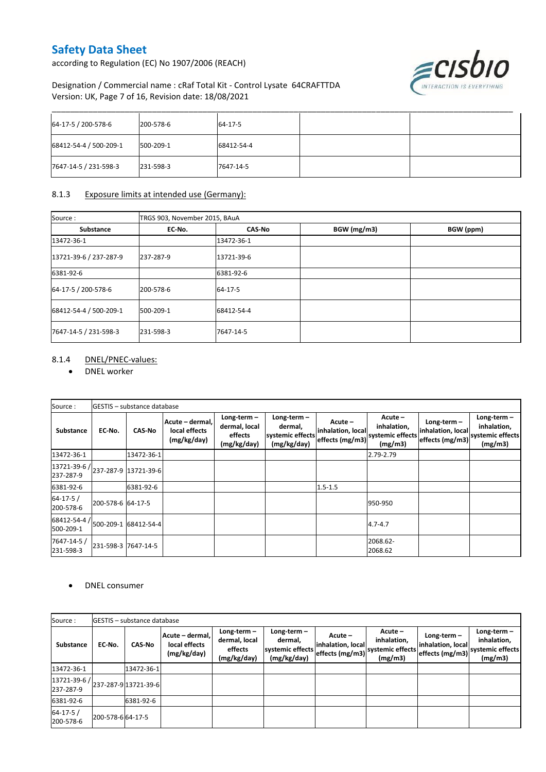| 64-17-5 / 200-578-6 | 200-578-6 | 64-17-5 | | |
|---|---|---|---|---|
| 68412-54-4 / 500-209-1 | 500-209-1 | 68412-54-4 | | |
| 7647-14-5 / 231-598-3 | 231-598-3 | 7647-14-5 | | |

### 8.1.3 Exposure limits at intended use (Germany):

| Source : | TRGS 903, November 2015, BAuA | | | |
|---|---|---|---|---|
| **Substance** | **EC-No.** | **CAS-No** | **BGW (mg/m3)** | **BGW (ppm)** |
| 13472-36-1 | | 13472-36-1 | | |
| 13721-39-6 / 237-287-9 | 237-287-9 | 13721-39-6 | | |
| 6381-92-6 | | 6381-92-6 | | |
| 64-17-5 / 200-578-6 | 200-578-6 | 64-17-5 | | |
| 68412-54-4 / 500-209-1 | 500-209-1 | 68412-54-4 | | |
| 7647-14-5 / 231-598-3 | 231-598-3 | 7647-14-5 | | |

### 8.1.4 DNEL/PNEC-values:

- DNEL worker

| Source : | GESTIS – substance database | | | | | | | | |
|---|---|---|---|---|---|---|---|---|---|
| **Substance** | **EC-No.** | **CAS-No** | **Acute – dermal, local effects (mg/kg/day)** | **Long-term – dermal, local effects (mg/kg/day)** | **Long-term – dermal, systemic effects (mg/kg/day)** | **Acute – inhalation, local effects (mg/m3)** | **Acute – inhalation, systemic effects (mg/m3)** | **Long-term – inhalation, local effects (mg/m3)** | **Long-term – inhalation, systemic effects (mg/m3)** |
| 13472-36-1 | | 13472-36-1 | | | | | 2.79-2.79 | | |
| 13721-39-6 / 237-287-9 | 237-287-9 | 13721-39-6 | | | | | | | |
| 6381-92-6 | | 6381-92-6 | | | | 1.5-1.5 | | | |
| 64-17-5 / 200-578-6 | 200-578-6 | 64-17-5 | | | | | 950-950 | | |
| 68412-54-4 / 500-209-1 | 500-209-1 | 68412-54-4 | | | | | 4.7-4.7 | | |
| 7647-14-5 / 231-598-3 | 231-598-3 | 7647-14-5 | | | | | 2068.62-2068.62 | | |

- DNEL consumer

| Source : | GESTIS – substance database | | | | | | | | |
|---|---|---|---|---|---|---|---|---|---|
| **Substance** | **EC-No.** | **CAS-No** | **Acute – dermal, local effects (mg/kg/day)** | **Long-term – dermal, local effects (mg/kg/day)** | **Long-term – dermal, systemic effects (mg/kg/day)** | **Acute – inhalation, local effects (mg/m3)** | **Acute – inhalation, systemic effects (mg/m3)** | **Long-term – inhalation, local effects (mg/m3)** | **Long-term – inhalation, systemic effects (mg/m3)** |
| 13472-36-1 | | 13472-36-1 | | | | | | | |
| 13721-39-6 / 237-287-9 | 237-287-9 | 13721-39-6 | | | | | | | |
| 6381-92-6 | | 6381-92-6 | | | | | | | |
| 64-17-5 / 200-578-6 | 200-578-6 | 64-17-5 | | | | | | | |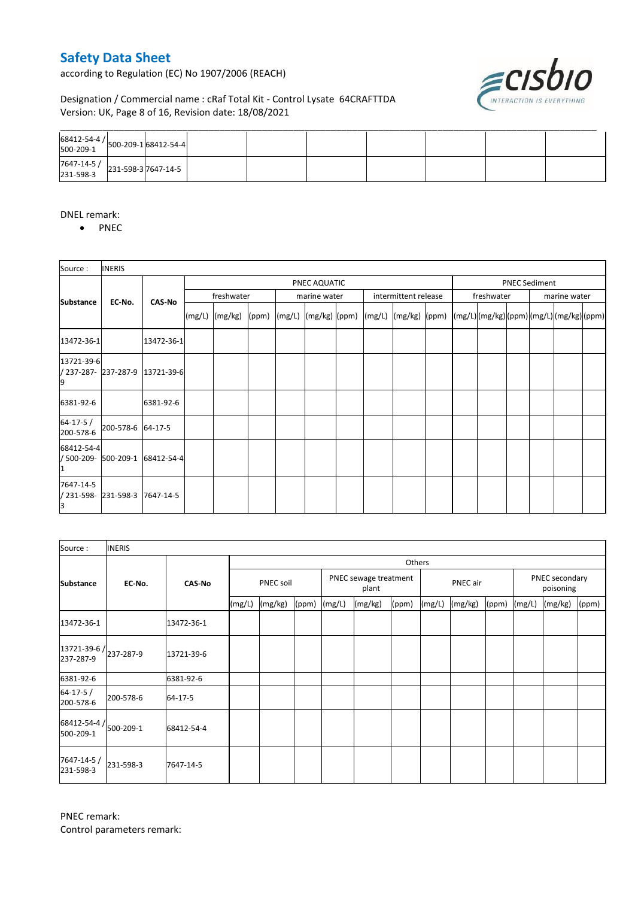| 68412-54-4 / 500-209-1 | 500-209-1 | 68412-54-4 | | | | | | |
|---|---|---|---|---|---|---|---|---|
| 7647-14-5 / 231-598-3 | 231-598-3 | 7647-14-5 | | | | | | |

DNEL remark:

- PNEC

| Source : | INERIS | | | | | | | | | | | | | | | | | |
|---|---|---|---|---|---|---|---|---|---|---|---|---|---|---|---|---|---|---|
| Substance | EC-No. | CAS-No | PNEC AQUATIC | | | | | | | | | PNEC Sediment | | | | | |
| | | | freshwater | | | marine water | | | intermittent release | | | freshwater | | | marine water | | |
| | | | (mg/L) | (mg/kg) | (ppm) | (mg/L) | (mg/kg) | (ppm) | (mg/L) | (mg/kg) | (ppm) | (mg/L) | (mg/kg) | (ppm) | (mg/L) | (mg/kg) | (ppm) |
| 13472-36-1 | | 13472-36-1 | | | | | | | | | | | | | | | |
| 13721-39-6 / 237-287-9 | 237-287-9 | 13721-39-6 | | | | | | | | | | | | | | | |
| 6381-92-6 | | 6381-92-6 | | | | | | | | | | | | | | | |
| 64-17-5 / 200-578-6 | 200-578-6 | 64-17-5 | | | | | | | | | | | | | | | |
| 68412-54-4 / 500-209-1 | 500-209-1 | 68412-54-4 | | | | | | | | | | | | | | | |
| 7647-14-5 / 231-598-3 | 231-598-3 | 7647-14-5 | | | | | | | | | | | | | | | |

| Source : | INERIS | | | | | | | | | | | | | | |
|---|---|---|---|---|---|---|---|---|---|---|---|---|---|---|---|
| Substance | EC-No. | CAS-No | Others | | | | | | | | | | | | |
| | | | PNEC soil | | | PNEC sewage treatment plant | | | PNEC air | | | PNEC secondary poisoning | | |
| | | | (mg/L) | (mg/kg) | (ppm) | (mg/L) | (mg/kg) | (ppm) | (mg/L) | (mg/kg) | (ppm) | (mg/L) | (mg/kg) | (ppm) |
| 13472-36-1 | | 13472-36-1 | | | | | | | | | | | | |
| 13721-39-6 / 237-287-9 | 237-287-9 | 13721-39-6 | | | | | | | | | | | | |
| 6381-92-6 | | 6381-92-6 | | | | | | | | | | | | |
| 64-17-5 / 200-578-6 | 200-578-6 | 64-17-5 | | | | | | | | | | | | |
| 68412-54-4 / 500-209-1 | 500-209-1 | 68412-54-4 | | | | | | | | | | | | |
| 7647-14-5 / 231-598-3 | 231-598-3 | 7647-14-5 | | | | | | | | | | | | |

PNEC remark:

Control parameters remark: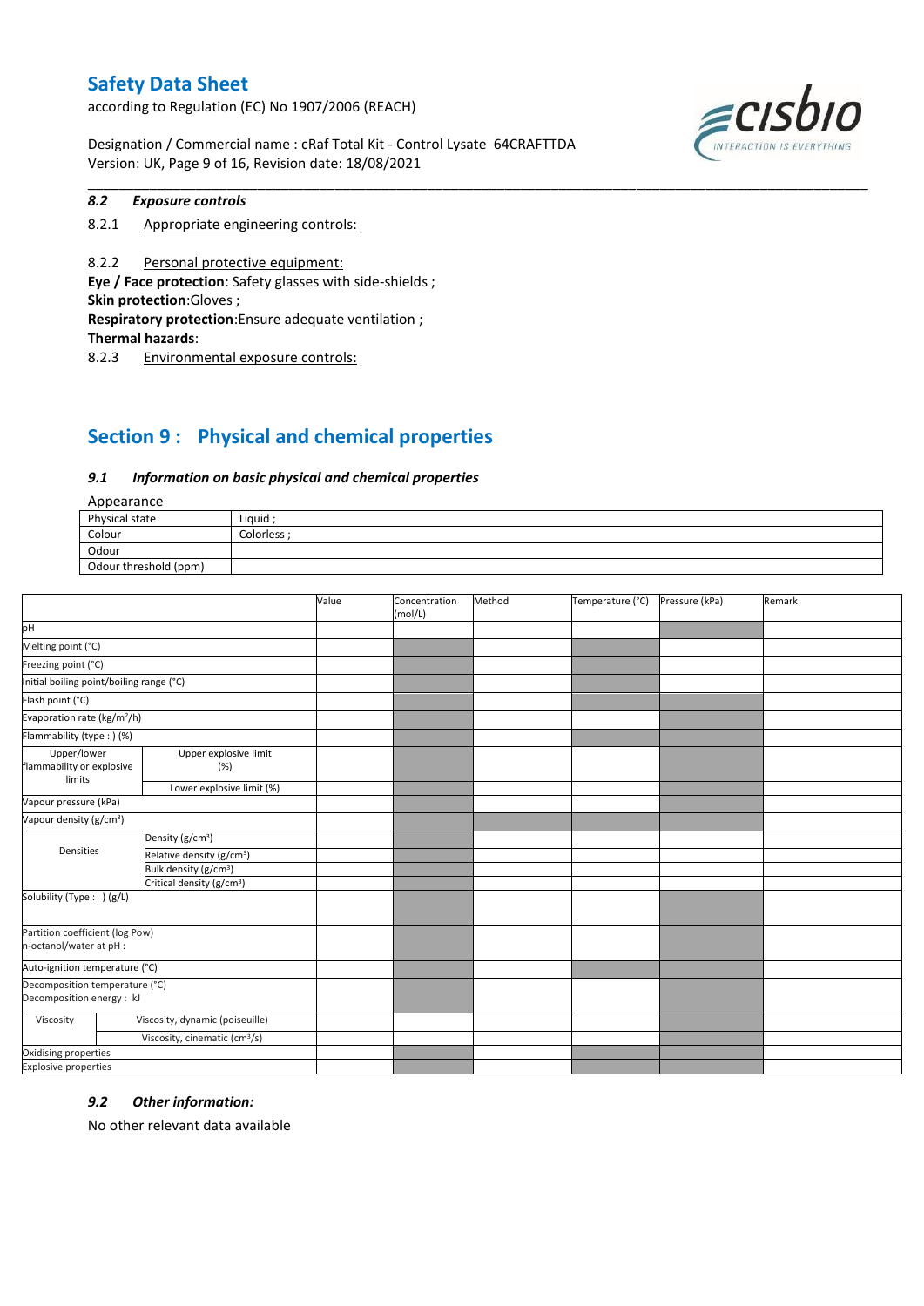### 8.2 Exposure controls

8.2.1 Appropriate engineering controls:

8.2.2 Personal protective equipment:

**Eye / Face protection**: Safety glasses with side-shields ;
**Skin protection**:Gloves ;
**Respiratory protection**:Ensure adequate ventilation ;
**Thermal hazards**:

8.2.3 Environmental exposure controls:

## Section 9 : Physical and chemical properties

### 9.1 Information on basic physical and chemical properties

Appearance

| | |
|---|---|
| Physical state | Liquid ; |
| Colour | Colorless ; |
| Odour | |
| Odour threshold (ppm) | |

| | | Value | Concentration (mol/L) | Method | Temperature (°C) | Pressure (kPa) | Remark |
|---|---|---|---|---|---|---|---|
| pH | | | | | | | |
| Melting point (°C) | | | | | | | |
| Freezing point (°C) | | | | | | | |
| Initial boiling point/boiling range (°C) | | | | | | | |
| Flash point (°C) | | | | | | | |
| Evaporation rate ($kg/m^2/h$) | | | | | | | |
| Flammability (type : ) (%) | | | | | | | |
| Upper/lower flammability or explosive limits | Upper explosive limit (%) | | | | | | |
| | Lower explosive limit (%) | | | | | | |
| Vapour pressure (kPa) | | | | | | | |
| Vapour density ($g/cm^3$) | | | | | | | |
| Densities | Density ($g/cm^3$) | | | | | | |
| | Relative density ($g/cm^3$) | | | | | | |
| | Bulk density ($g/cm^3$) | | | | | | |
| | Critical density ($g/cm^3$) | | | | | | |
| Solubility (Type : ) (g/L) | | | | | | | |
| Partition coefficient (log Pow) n-octanol/water at pH : | | | | | | | |
| Auto-ignition temperature (°C) | | | | | | | |
| Decomposition temperature (°C) Decomposition energy : kJ | | | | | | | |
| Viscosity | Viscosity, dynamic (poiseuille) | | | | | | |
| | Viscosity, cinematic ($cm^3/s$) | | | | | | |
| Oxidising properties | | | | | | | |
| Explosive properties | | | | | | | |

### 9.2 Other information:

No other relevant data available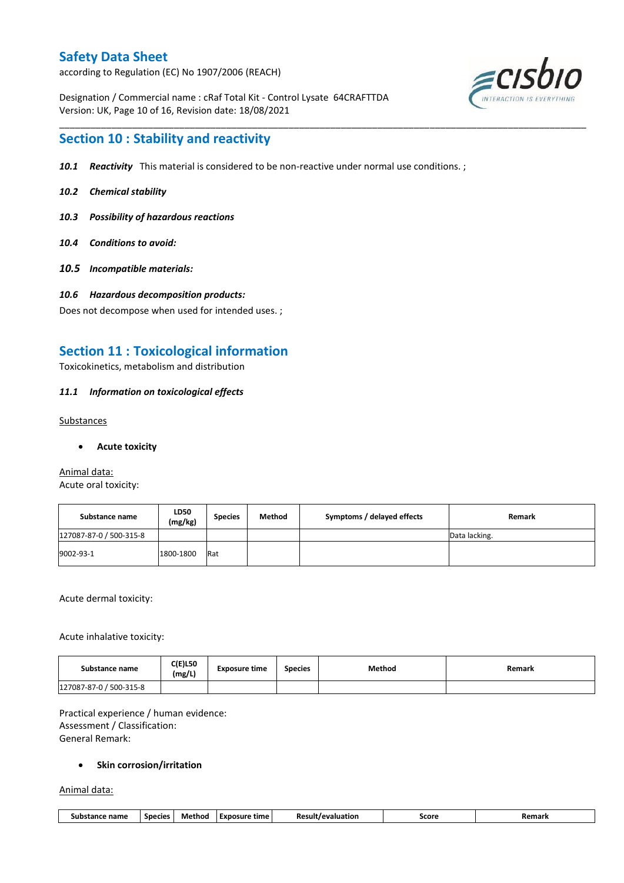## Section 10 : Stability and reactivity

***10.1 Reactivity*** This material is considered to be non-reactive under normal use conditions. ;

***10.2 Chemical stability***

***10.3 Possibility of hazardous reactions***

***10.4 Conditions to avoid:***

***10.5 Incompatible materials:***

***10.6 Hazardous decomposition products:***

Does not decompose when used for intended uses. ;

## Section 11 : Toxicological information

Toxicokinetics, metabolism and distribution

***11.1 Information on toxicological effects***

Substances

- **Acute toxicity**

Animal data:

Acute oral toxicity:

| Substance name | LD50 (mg/kg) | Species | Method | Symptoms / delayed effects | Remark |
|---|---|---|---|---|---|
| 127087-87-0 / 500-315-8 | | | | | Data lacking. |
| 9002-93-1 | 1800-1800 | Rat | | | |

Acute dermal toxicity:

Acute inhalative toxicity:

| Substance name | C(E)L50 (mg/L) | Exposure time | Species | Method | Remark |
|---|---|---|---|---|---|
| 127087-87-0 / 500-315-8 | | | | | |

Practical experience / human evidence:
Assessment / Classification:
General Remark:

- **Skin corrosion/irritation**

Animal data:

| Substance name | Species | Method | Exposure time | Result/evaluation | Score | Remark |
|---|---|---|---|---|---|---|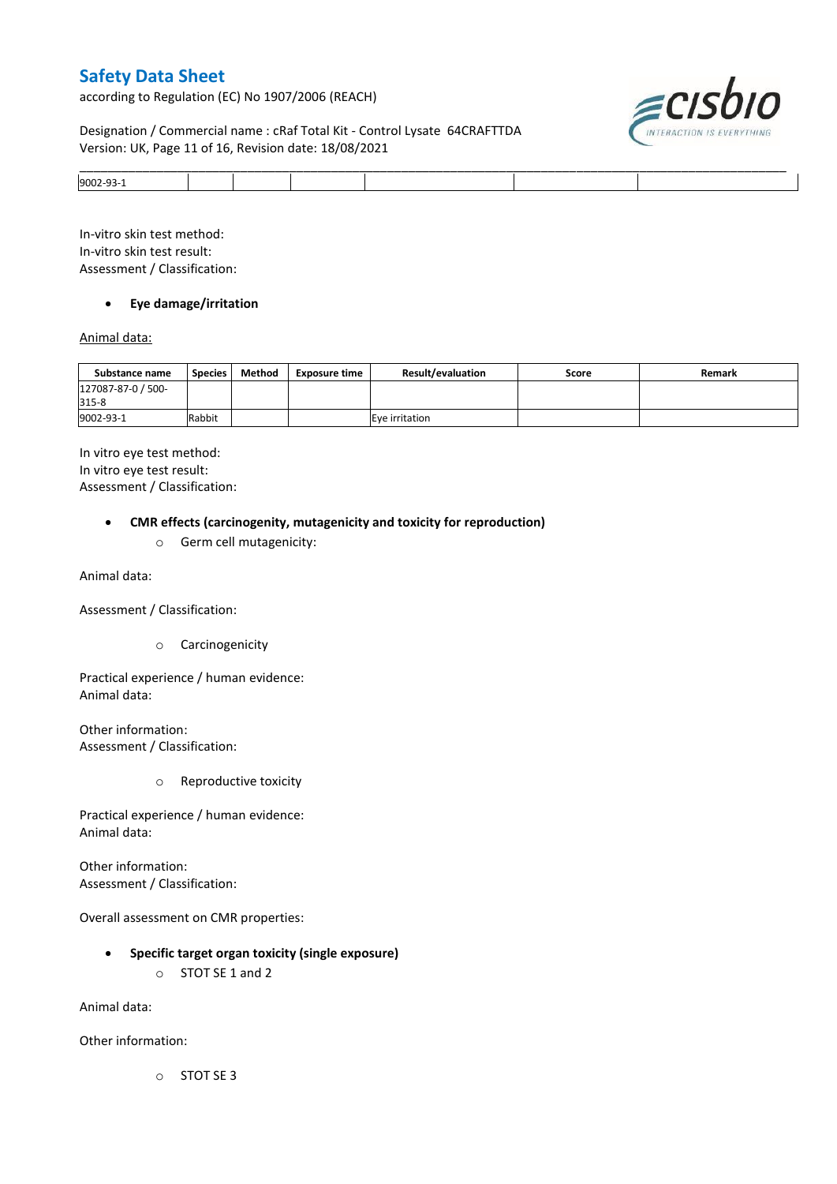| 9002-93-1 | | | | | | |
|---|---|---|---|---|---|---|

In-vitro skin test method:
In-vitro skin test result:
Assessment / Classification:

- **Eye damage/irritation**

Animal data:

| Substance name | Species | Method | Exposure time | Result/evaluation | Score | Remark |
|---|---|---|---|---|---|---|
| 127087-87-0 / 500-315-8 | | | | | | |
| 9002-93-1 | Rabbit | | | Eye irritation | | |

In vitro eye test method:
In vitro eye test result:
Assessment / Classification:

- **CMR effects (carcinogenity, mutagenicity and toxicity for reproduction)**
  - Germ cell mutagenicity:

Animal data:

Assessment / Classification:

  - Carcinogenicity

Practical experience / human evidence:
Animal data:

Other information:
Assessment / Classification:

  - Reproductive toxicity

Practical experience / human evidence:
Animal data:

Other information:
Assessment / Classification:

Overall assessment on CMR properties:

- **Specific target organ toxicity (single exposure)**
  - STOT SE 1 and 2

Animal data:

Other information:

  - STOT SE 3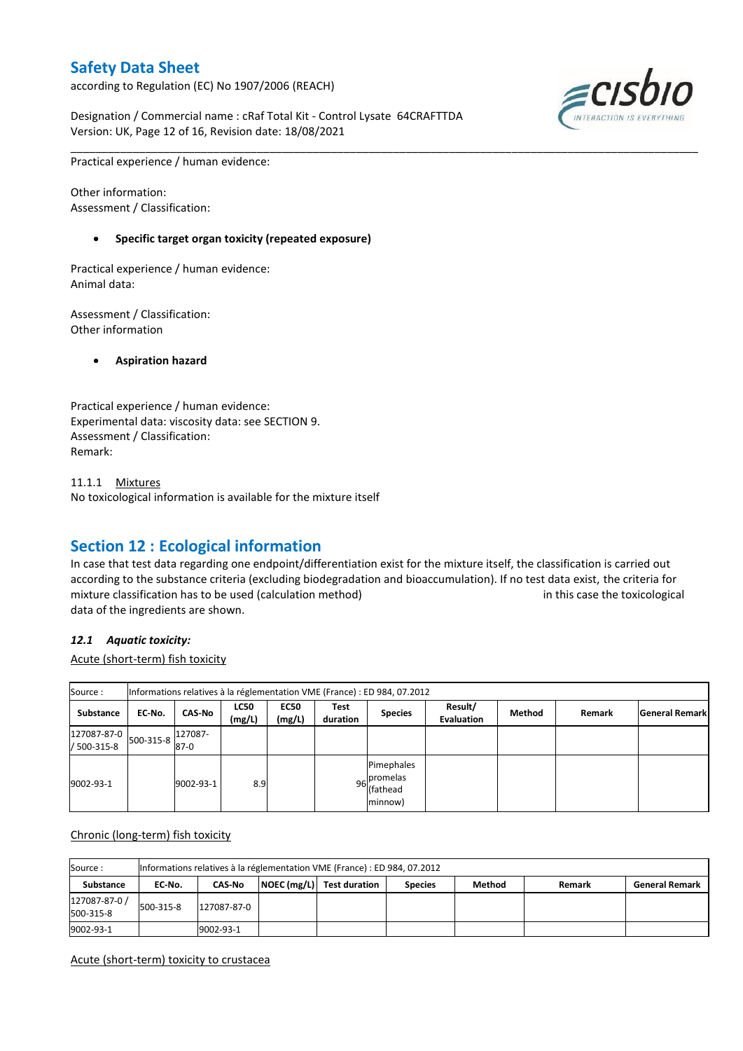Practical experience / human evidence:

Other information:
Assessment / Classification:

- **Specific target organ toxicity (repeated exposure)**

Practical experience / human evidence:
Animal data:

Assessment / Classification:
Other information

- **Aspiration hazard**

Practical experience / human evidence:
Experimental data: viscosity data: see SECTION 9.
Assessment / Classification:
Remark:

11.1.1 Mixtures
No toxicological information is available for the mixture itself

## Section 12 : Ecological information

In case that test data regarding one endpoint/differentiation exist for the mixture itself, the classification is carried out according to the substance criteria (excluding biodegradation and bioaccumulation). If no test data exist, the criteria for mixture classification has to be used (calculation method) in this case the toxicological data of the ingredients are shown.

### *12.1 Aquatic toxicity:*

Acute (short-term) fish toxicity

| Source : | Informations relatives à la réglementation VME (France) : ED 984, 07.2012 | | | | | | | | | |
|---|---|---|---|---|---|---|---|---|---|---|
| **Substance** | **EC-No.** | **CAS-No** | **LC50 (mg/L)** | **EC50 (mg/L)** | **Test duration** | **Species** | **Result/ Evaluation** | **Method** | **Remark** | **General Remark** |
| 127087-87-0 / 500-315-8 | 500-315-8 | 127087-87-0 | | | | | | | | |
| 9002-93-1 | | 9002-93-1 | 8.9 | | 96 | Pimephales promelas (fathead minnow) | | | | |

Chronic (long-term) fish toxicity

| Source : | Informations relatives à la réglementation VME (France) : ED 984, 07.2012 | | | | | | | |
|---|---|---|---|---|---|---|---|---|
| **Substance** | **EC-No.** | **CAS-No** | **NOEC (mg/L)** | **Test duration** | **Species** | **Method** | **Remark** | **General Remark** |
| 127087-87-0 / 500-315-8 | 500-315-8 | 127087-87-0 | | | | | | |
| 9002-93-1 | | 9002-93-1 | | | | | | |

Acute (short-term) toxicity to crustacea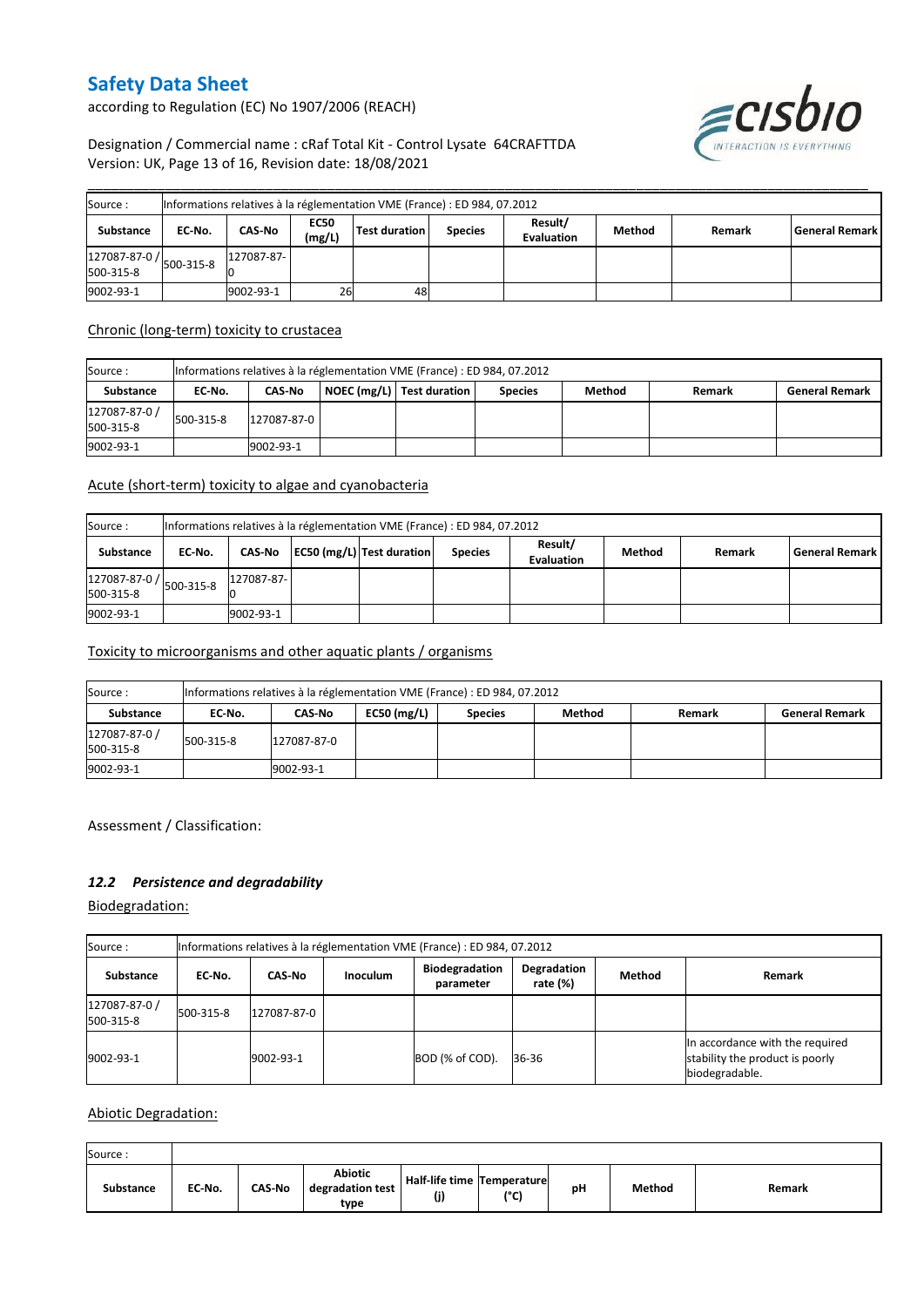| Source : | Informations relatives à la réglementation VME (France) : ED 984, 07.2012 | | | | | | | | |
|---|---|---|---|---|---|---|---|---|---|
| **Substance** | **EC-No.** | **CAS-No** | **EC50 (mg/L)** | **Test duration** | **Species** | **Result/ Evaluation** | **Method** | **Remark** | **General Remark** |
| 127087-87-0 / 500-315-8 | 500-315-8 | 127087-87-0 | | | | | | | |
| 9002-93-1 | | 9002-93-1 | 26 | 48 | | | | | |

Chronic (long-term) toxicity to crustacea

| Source : | Informations relatives à la réglementation VME (France) : ED 984, 07.2012 | | | | | | | |
|---|---|---|---|---|---|---|---|---|
| **Substance** | **EC-No.** | **CAS-No** | **NOEC (mg/L)** | **Test duration** | **Species** | **Method** | **Remark** | **General Remark** |
| 127087-87-0 / 500-315-8 | 500-315-8 | 127087-87-0 | | | | | | |
| 9002-93-1 | | 9002-93-1 | | | | | | |

Acute (short-term) toxicity to algae and cyanobacteria

| Source : | Informations relatives à la réglementation VME (France) : ED 984, 07.2012 | | | | | | | | |
|---|---|---|---|---|---|---|---|---|---|
| **Substance** | **EC-No.** | **CAS-No** | **EC50 (mg/L)** | **Test duration** | **Species** | **Result/ Evaluation** | **Method** | **Remark** | **General Remark** |
| 127087-87-0 / 500-315-8 | 500-315-8 | 127087-87-0 | | | | | | | |
| 9002-93-1 | | 9002-93-1 | | | | | | | |

Toxicity to microorganisms and other aquatic plants / organisms

| Source : | Informations relatives à la réglementation VME (France) : ED 984, 07.2012 | | | | | | |
|---|---|---|---|---|---|---|---|
| **Substance** | **EC-No.** | **CAS-No** | **EC50 (mg/L)** | **Species** | **Method** | **Remark** | **General Remark** |
| 127087-87-0 / 500-315-8 | 500-315-8 | 127087-87-0 | | | | | |
| 9002-93-1 | | 9002-93-1 | | | | | |

Assessment / Classification:

### *12.2 Persistence and degradability*

Biodegradation:

| Source : | Informations relatives à la réglementation VME (France) : ED 984, 07.2012 | | | | | | |
|---|---|---|---|---|---|---|---|
| **Substance** | **EC-No.** | **CAS-No** | **Inoculum** | **Biodegradation parameter** | **Degradation rate (%)** | **Method** | **Remark** |
| 127087-87-0 / 500-315-8 | 500-315-8 | 127087-87-0 | | | | | |
| 9002-93-1 | | 9002-93-1 | | BOD (% of COD). | 36-36 | | In accordance with the required stability the product is poorly biodegradable. |

Abiotic Degradation:

| Source : | | | | | | | | |
|---|---|---|---|---|---|---|---|---|
| **Substance** | **EC-No.** | **CAS-No** | **Abiotic degradation test type** | **Half-life time (j)** | **Temperature (°C)** | **pH** | **Method** | **Remark** |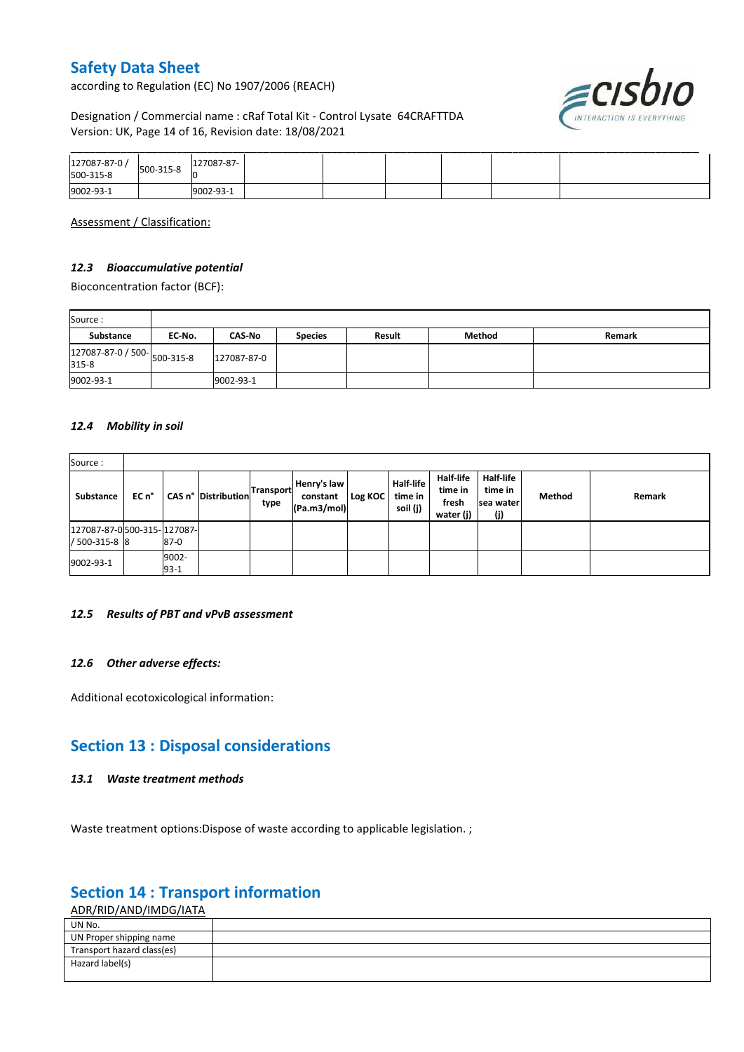| 127087-87-0 / 500-315-8 | 500-315-8 | 127087-87-0 | | | | | | |
|---|---|---|---|---|---|---|---|---|
| 9002-93-1 | | 9002-93-1 | | | | | | |

Assessment / Classification:

### 12.3 *Bioaccumulative potential*

Bioconcentration factor (BCF):

| Source : | | | | | | |
|---|---|---|---|---|---|---|
| **Substance** | **EC-No.** | **CAS-No** | **Species** | **Result** | **Method** | **Remark** |
| 127087-87-0 / 500-315-8 | 500-315-8 | 127087-87-0 | | | | |
| 9002-93-1 | | 9002-93-1 | | | | |

### 12.4 *Mobility in soil*

| Source : | | | | | | | | | | | |
|---|---|---|---|---|---|---|---|---|---|---|---|
| **Substance** | **EC n°** | **CAS n°** | **Distribution** | **Transport type** | **Henry's law constant (Pa.m3/mol)** | **Log KOC** | **Half-life time in soil (j)** | **Half-life time in fresh water (j)** | **Half-life time in sea water (j)** | **Method** | **Remark** |
| 127087-87-0 / 500-315-8 | 500-315-8 | 127087-87-0 | | | | | | | | | |
| 9002-93-1 | | 9002-93-1 | | | | | | | | | |

### 12.5 *Results of PBT and vPvB assessment*

### 12.6 *Other adverse effects:*

Additional ecotoxicological information:

## Section 13 : Disposal considerations

### 13.1 *Waste treatment methods*

Waste treatment options:Dispose of waste according to applicable legislation. ;

## Section 14 : Transport information

ADR/RID/AND/IMDG/IATA

| UN No. | |
|---|---|
| UN Proper shipping name | |
| Transport hazard class(es) | |
| Hazard label(s) | |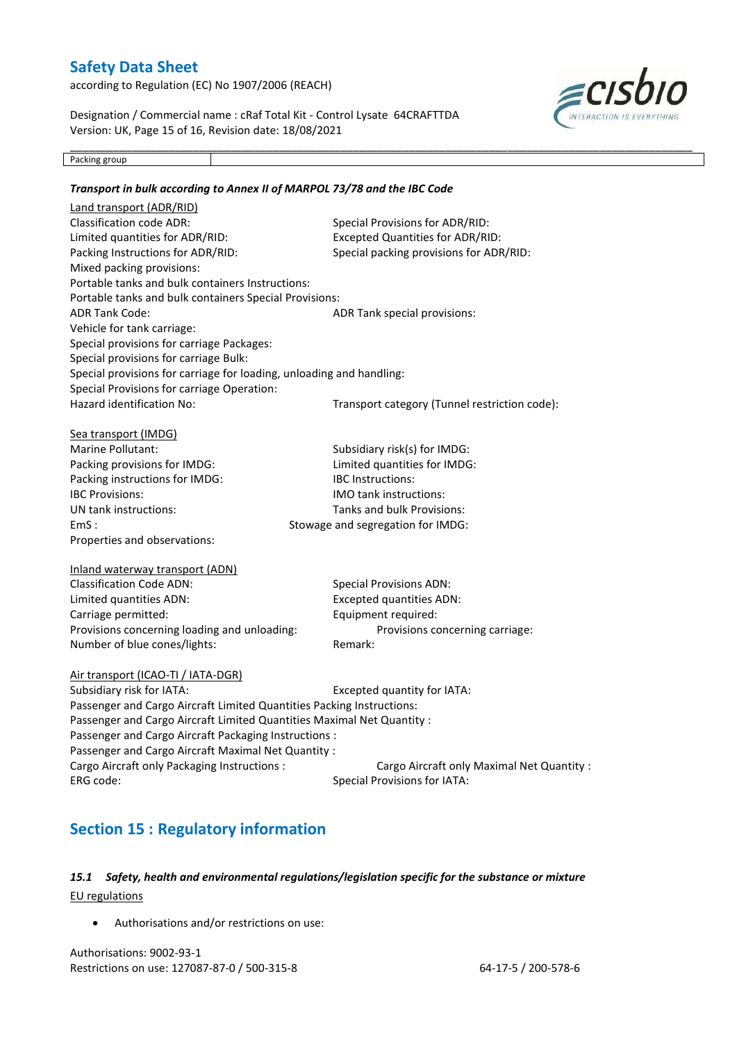| Packing group | |
|---|---|

***Transport in bulk according to Annex II of MARPOL 73/78 and the IBC Code***

Land transport (ADR/RID)

Classification code ADR: Special Provisions for ADR/RID:
Limited quantities for ADR/RID: Excepted Quantities for ADR/RID:
Packing Instructions for ADR/RID: Special packing provisions for ADR/RID:
Mixed packing provisions:
Portable tanks and bulk containers Instructions:
Portable tanks and bulk containers Special Provisions:
ADR Tank Code: ADR Tank special provisions:
Vehicle for tank carriage:
Special provisions for carriage Packages:
Special provisions for carriage Bulk:
Special provisions for carriage for loading, unloading and handling:
Special Provisions for carriage Operation:
Hazard identification No: Transport category (Tunnel restriction code):

Sea transport (IMDG)

Marine Pollutant: Subsidiary risk(s) for IMDG:
Packing provisions for IMDG: Limited quantities for IMDG:
Packing instructions for IMDG: IBC Instructions:
IBC Provisions: IMO tank instructions:
UN tank instructions: Tanks and bulk Provisions:
EmS : Stowage and segregation for IMDG:
Properties and observations:

Inland waterway transport (ADN)

Classification Code ADN: Special Provisions ADN:
Limited quantities ADN: Excepted quantities ADN:
Carriage permitted: Equipment required:
Provisions concerning loading and unloading: Provisions concerning carriage:
Number of blue cones/lights: Remark:

Air transport (ICAO-TI / IATA-DGR)

Subsidiary risk for IATA: Excepted quantity for IATA:
Passenger and Cargo Aircraft Limited Quantities Packing Instructions:
Passenger and Cargo Aircraft Limited Quantities Maximal Net Quantity :
Passenger and Cargo Aircraft Packaging Instructions :
Passenger and Cargo Aircraft Maximal Net Quantity :
Cargo Aircraft only Packaging Instructions : Cargo Aircraft only Maximal Net Quantity :
ERG code: Special Provisions for IATA:

## Section 15 : Regulatory information

### *15.1 Safety, health and environmental regulations/legislation specific for the substance or mixture*

EU regulations

- Authorisations and/or restrictions on use:

Authorisations: 9002-93-1
Restrictions on use: 127087-87-0 / 500-315-8 64-17-5 / 200-578-6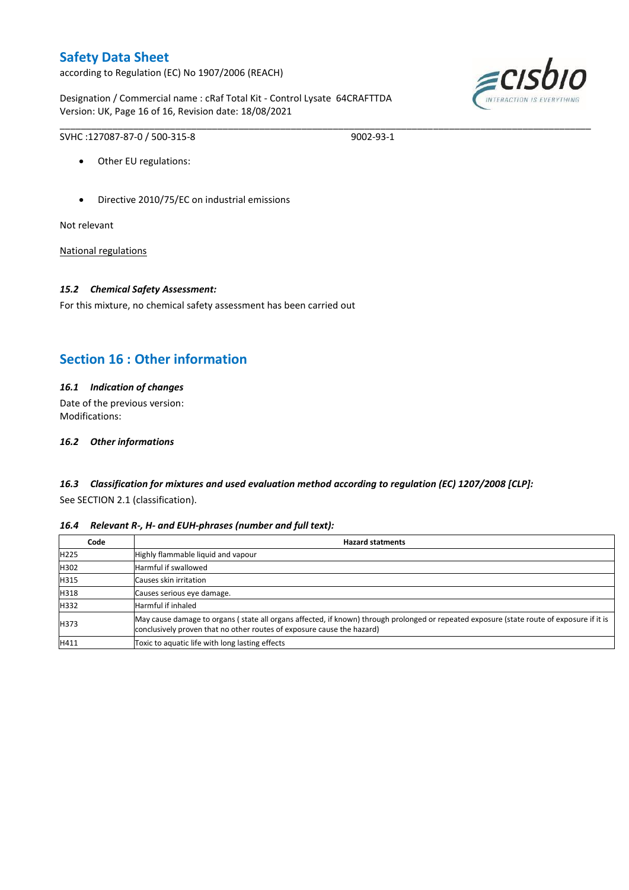SVHC :127087-87-0 / 500-315-8 9002-93-1

- Other EU regulations:

- Directive 2010/75/EC on industrial emissions

Not relevant

National regulations

### *15.2 Chemical Safety Assessment:*

For this mixture, no chemical safety assessment has been carried out

## Section 16 : Other information

### *16.1 Indication of changes*

Date of the previous version:
Modifications:

### *16.2 Other informations*

### *16.3 Classification for mixtures and used evaluation method according to regulation (EC) 1207/2008 [CLP]:*

See SECTION 2.1 (classification).

### *16.4 Relevant R-, H- and EUH-phrases (number and full text):*

| Code | Hazard statments |
|---|---|
| H225 | Highly flammable liquid and vapour |
| H302 | Harmful if swallowed |
| H315 | Causes skin irritation |
| H318 | Causes serious eye damage. |
| H332 | Harmful if inhaled |
| H373 | May cause damage to organs ( state all organs affected, if known) through prolonged or repeated exposure (state route of exposure if it is conclusively proven that no other routes of exposure cause the hazard) |
| H411 | Toxic to aquatic life with long lasting effects |